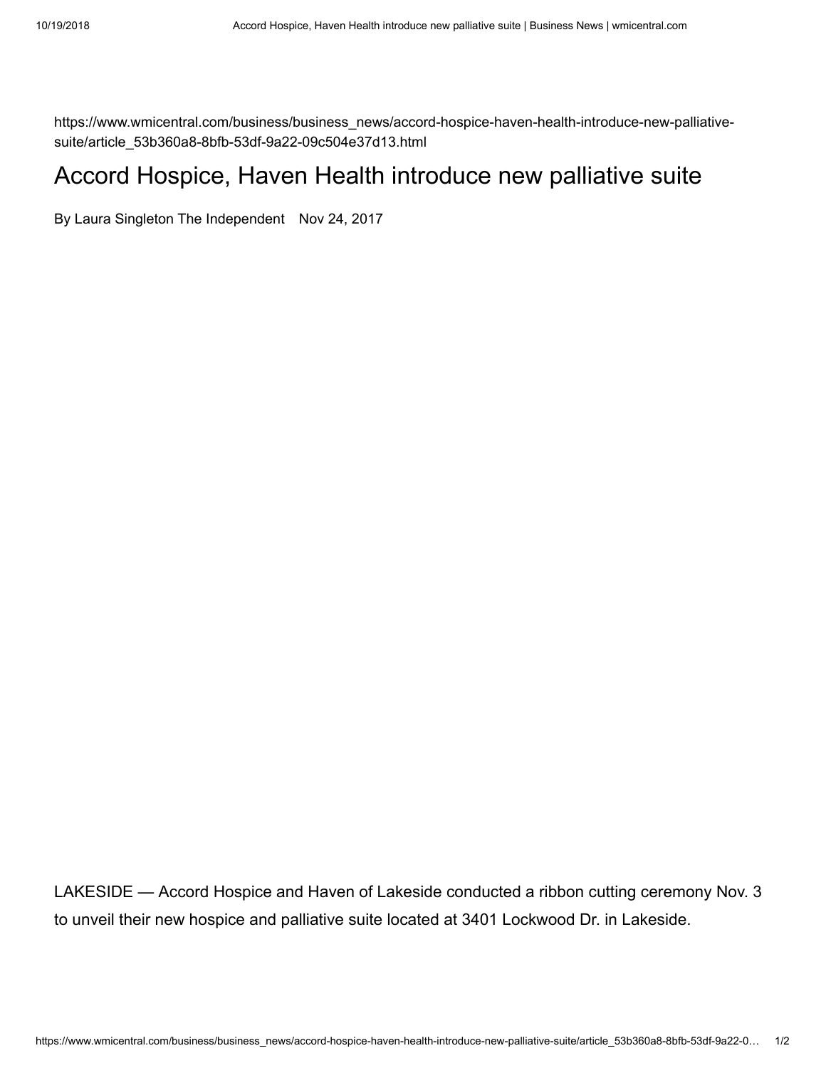https://www.wmicentral.com/business/business_news/accord-hospice-haven-health-introduce-new-palliative-suite/article_53b360a8-8bfb-53df-9a22-09c504e37d13.html

# Accord Hospice, Haven Health introduce new palliative suite

By Laura Singleton The Independent Nov 24, 2017

LAKESIDE — Accord Hospice and Haven of Lakeside conducted a ribbon cutting ceremony Nov. 3 to unveil their new hospice and palliative suite located at 3401 Lockwood Dr. in Lakeside.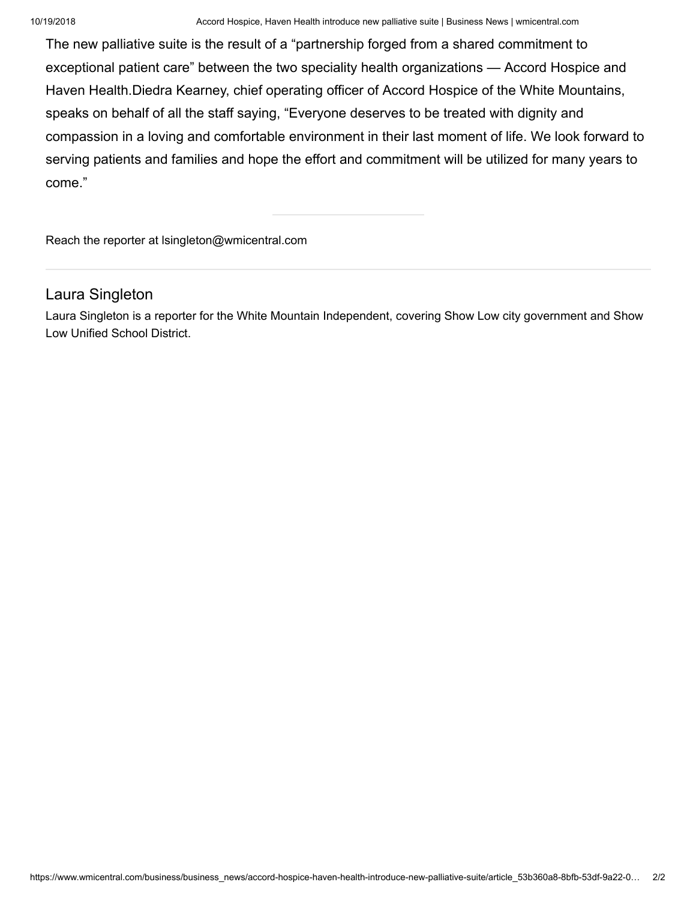The new palliative suite is the result of a “partnership forged from a shared commitment to exceptional patient care” between the two speciality health organizations — Accord Hospice and Haven Health.Diedra Kearney, chief operating officer of Accord Hospice of the White Mountains, speaks on behalf of all the staff saying, “Everyone deserves to be treated with dignity and compassion in a loving and comfortable environment in their last moment of life. We look forward to serving patients and families and hope the effort and commitment will be utilized for many years to come.”

---

Reach the reporter at lsingleton@wmicentral.com

---

## Laura Singleton

Laura Singleton is a reporter for the White Mountain Independent, covering Show Low city government and Show Low Unified School District.